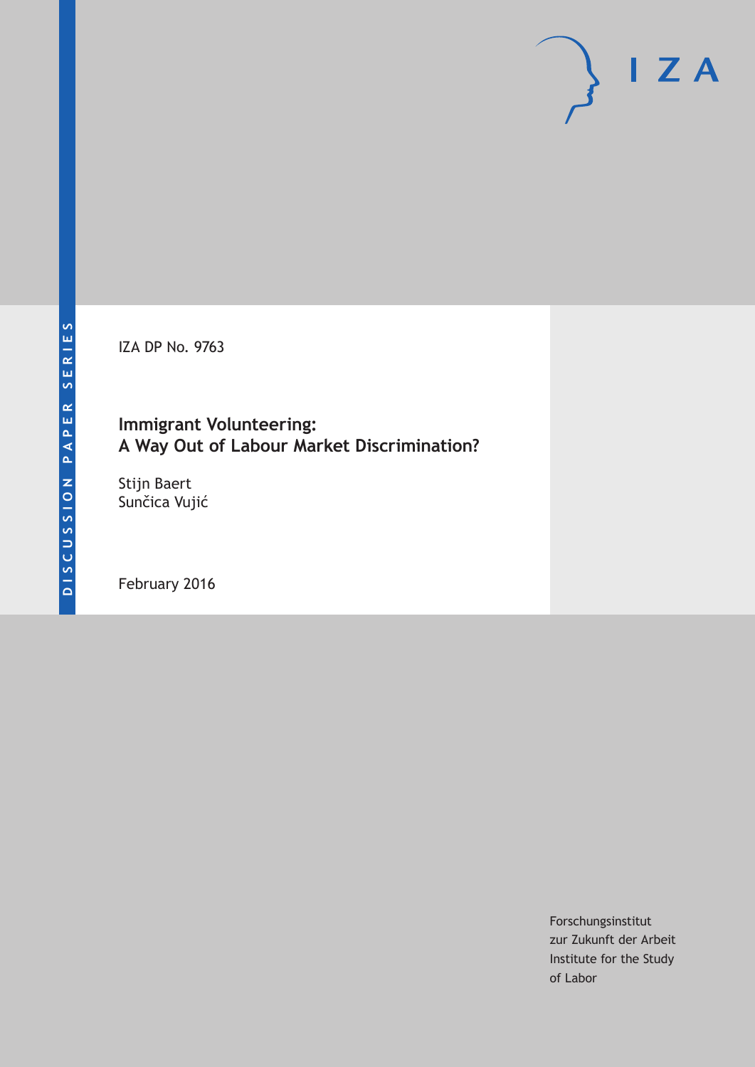DISCUSSION PAPER SERIES

IZA DP No. 9763

# Immigrant Volunteering: A Way Out of Labour Market Discrimination?

Stijn Baert
Sunčica Vujić

February 2016

Forschungsinstitut
zur Zukunft der Arbeit
Institute for the Study
of Labor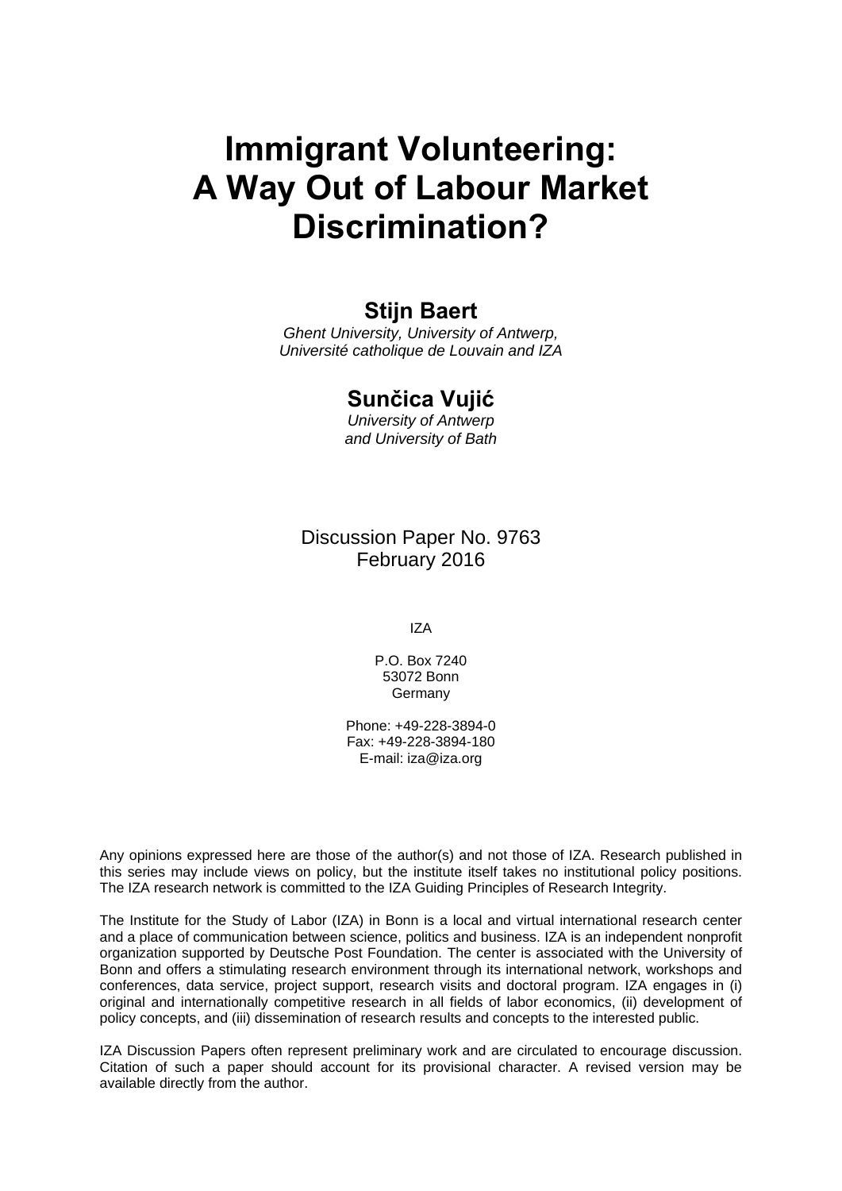# Immigrant Volunteering: A Way Out of Labour Market Discrimination?

**Stijn Baert**

*Ghent University, University of Antwerp,*
*Université catholique de Louvain and IZA*

**Sunčica Vujić**

*University of Antwerp*
*and University of Bath*

Discussion Paper No. 9763
February 2016

IZA

P.O. Box 7240
53072 Bonn
Germany

Phone: +49-228-3894-0
Fax: +49-228-3894-180
E-mail: iza@iza.org

Any opinions expressed here are those of the author(s) and not those of IZA. Research published in this series may include views on policy, but the institute itself takes no institutional policy positions. The IZA research network is committed to the IZA Guiding Principles of Research Integrity.

The Institute for the Study of Labor (IZA) in Bonn is a local and virtual international research center and a place of communication between science, politics and business. IZA is an independent nonprofit organization supported by Deutsche Post Foundation. The center is associated with the University of Bonn and offers a stimulating research environment through its international network, workshops and conferences, data service, project support, research visits and doctoral program. IZA engages in (i) original and internationally competitive research in all fields of labor economics, (ii) development of policy concepts, and (iii) dissemination of research results and concepts to the interested public.

IZA Discussion Papers often represent preliminary work and are circulated to encourage discussion. Citation of such a paper should account for its provisional character. A revised version may be available directly from the author.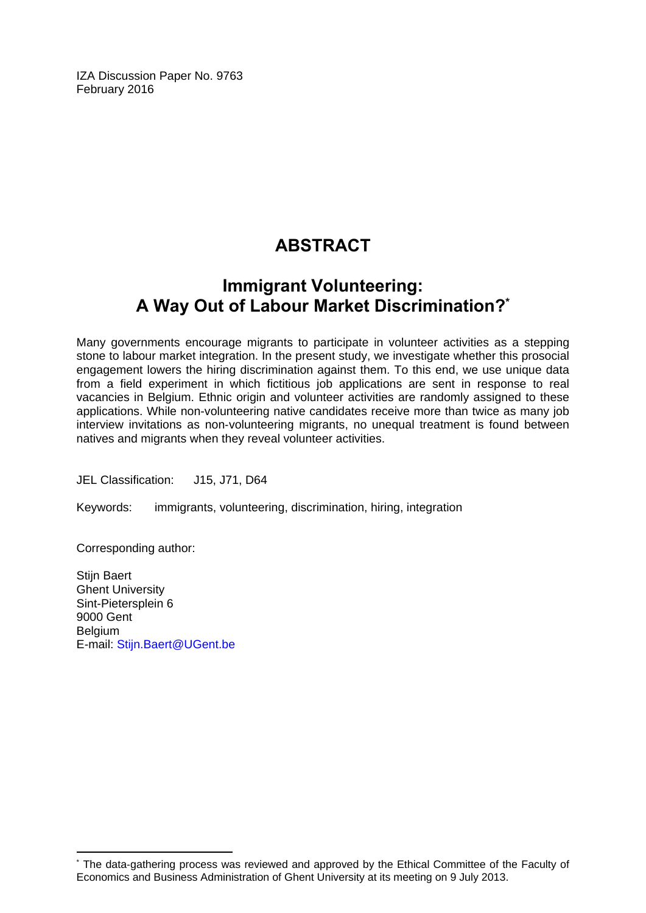IZA Discussion Paper No. 9763
February 2016

# ABSTRACT

## Immigrant Volunteering: A Way Out of Labour Market Discrimination?*

Many governments encourage migrants to participate in volunteer activities as a stepping stone to labour market integration. In the present study, we investigate whether this prosocial engagement lowers the hiring discrimination against them. To this end, we use unique data from a field experiment in which fictitious job applications are sent in response to real vacancies in Belgium. Ethnic origin and volunteer activities are randomly assigned to these applications. While non-volunteering native candidates receive more than twice as many job interview invitations as non-volunteering migrants, no unequal treatment is found between natives and migrants when they reveal volunteer activities.

JEL Classification: J15, J71, D64

Keywords: immigrants, volunteering, discrimination, hiring, integration

Corresponding author:

Stijn Baert
Ghent University
Sint-Pietersplein 6
9000 Gent
Belgium
E-mail: Stijn.Baert@UGent.be

* The data-gathering process was reviewed and approved by the Ethical Committee of the Faculty of Economics and Business Administration of Ghent University at its meeting on 9 July 2013.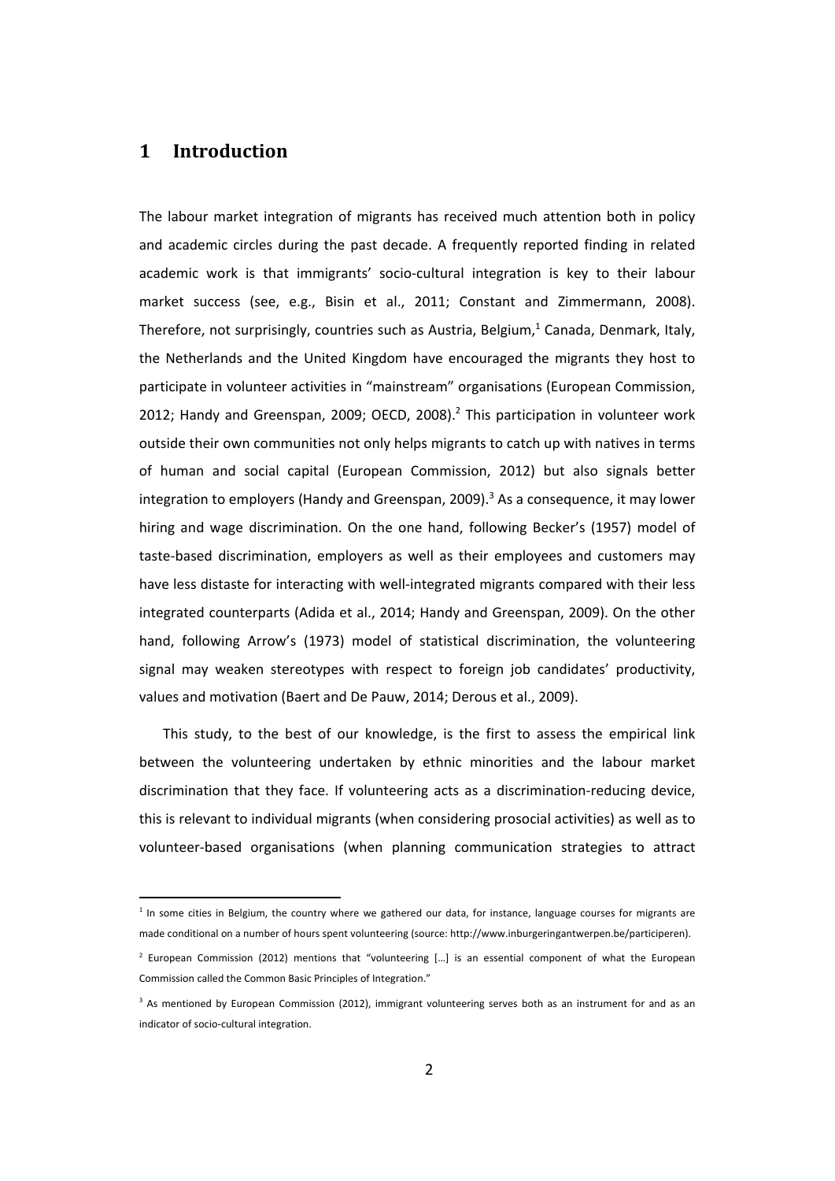# 1 Introduction

The labour market integration of migrants has received much attention both in policy and academic circles during the past decade. A frequently reported finding in related academic work is that immigrants' socio-cultural integration is key to their labour market success (see, e.g., Bisin et al., 2011; Constant and Zimmermann, 2008). Therefore, not surprisingly, countries such as Austria, Belgium,[1] Canada, Denmark, Italy, the Netherlands and the United Kingdom have encouraged the migrants they host to participate in volunteer activities in "mainstream" organisations (European Commission, 2012; Handy and Greenspan, 2009; OECD, 2008).[2] This participation in volunteer work outside their own communities not only helps migrants to catch up with natives in terms of human and social capital (European Commission, 2012) but also signals better integration to employers (Handy and Greenspan, 2009).[3] As a consequence, it may lower hiring and wage discrimination. On the one hand, following Becker's (1957) model of taste-based discrimination, employers as well as their employees and customers may have less distaste for interacting with well-integrated migrants compared with their less integrated counterparts (Adida et al., 2014; Handy and Greenspan, 2009). On the other hand, following Arrow's (1973) model of statistical discrimination, the volunteering signal may weaken stereotypes with respect to foreign job candidates' productivity, values and motivation (Baert and De Pauw, 2014; Derous et al., 2009).

This study, to the best of our knowledge, is the first to assess the empirical link between the volunteering undertaken by ethnic minorities and the labour market discrimination that they face. If volunteering acts as a discrimination-reducing device, this is relevant to individual migrants (when considering prosocial activities) as well as to volunteer-based organisations (when planning communication strategies to attract

---

[1] In some cities in Belgium, the country where we gathered our data, for instance, language courses for migrants are made conditional on a number of hours spent volunteering (source: http://www.inburgeringantwerpen.be/participeren).

[2] European Commission (2012) mentions that "volunteering […] is an essential component of what the European Commission called the Common Basic Principles of Integration."

[3] As mentioned by European Commission (2012), immigrant volunteering serves both as an instrument for and as an indicator of socio-cultural integration.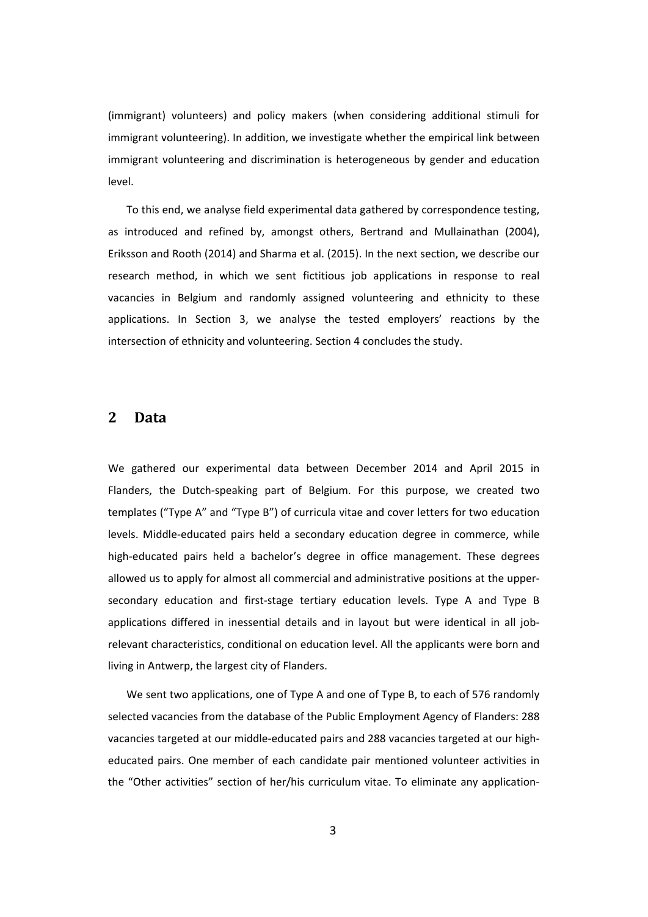(immigrant) volunteers) and policy makers (when considering additional stimuli for immigrant volunteering). In addition, we investigate whether the empirical link between immigrant volunteering and discrimination is heterogeneous by gender and education level.

To this end, we analyse field experimental data gathered by correspondence testing, as introduced and refined by, amongst others, Bertrand and Mullainathan (2004), Eriksson and Rooth (2014) and Sharma et al. (2015). In the next section, we describe our research method, in which we sent fictitious job applications in response to real vacancies in Belgium and randomly assigned volunteering and ethnicity to these applications. In Section 3, we analyse the tested employers' reactions by the intersection of ethnicity and volunteering. Section 4 concludes the study.

## 2 Data

We gathered our experimental data between December 2014 and April 2015 in Flanders, the Dutch-speaking part of Belgium. For this purpose, we created two templates ("Type A" and "Type B") of curricula vitae and cover letters for two education levels. Middle-educated pairs held a secondary education degree in commerce, while high-educated pairs held a bachelor's degree in office management. These degrees allowed us to apply for almost all commercial and administrative positions at the upper-secondary education and first-stage tertiary education levels. Type A and Type B applications differed in inessential details and in layout but were identical in all job-relevant characteristics, conditional on education level. All the applicants were born and living in Antwerp, the largest city of Flanders.

We sent two applications, one of Type A and one of Type B, to each of 576 randomly selected vacancies from the database of the Public Employment Agency of Flanders: 288 vacancies targeted at our middle-educated pairs and 288 vacancies targeted at our high-educated pairs. One member of each candidate pair mentioned volunteer activities in the "Other activities" section of her/his curriculum vitae. To eliminate any application-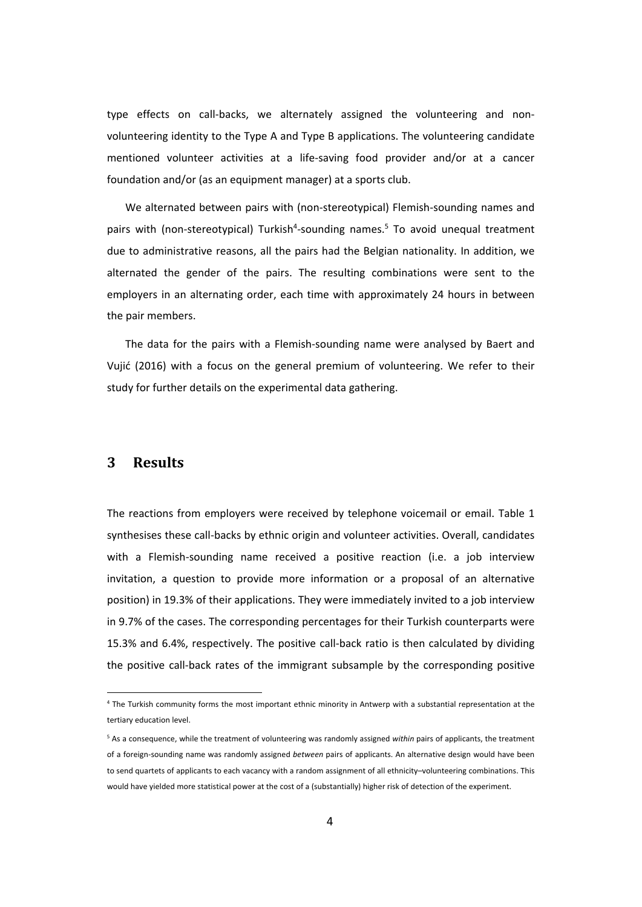type effects on call-backs, we alternately assigned the volunteering and non-volunteering identity to the Type A and Type B applications. The volunteering candidate mentioned volunteer activities at a life-saving food provider and/or at a cancer foundation and/or (as an equipment manager) at a sports club.

We alternated between pairs with (non-stereotypical) Flemish-sounding names and pairs with (non-stereotypical) Turkish[4]-sounding names.[5] To avoid unequal treatment due to administrative reasons, all the pairs had the Belgian nationality. In addition, we alternated the gender of the pairs. The resulting combinations were sent to the employers in an alternating order, each time with approximately 24 hours in between the pair members.

The data for the pairs with a Flemish-sounding name were analysed by Baert and Vujić (2016) with a focus on the general premium of volunteering. We refer to their study for further details on the experimental data gathering.

## 3 Results

The reactions from employers were received by telephone voicemail or email. Table 1 synthesises these call-backs by ethnic origin and volunteer activities. Overall, candidates with a Flemish-sounding name received a positive reaction (i.e. a job interview invitation, a question to provide more information or a proposal of an alternative position) in 19.3% of their applications. They were immediately invited to a job interview in 9.7% of the cases. The corresponding percentages for their Turkish counterparts were 15.3% and 6.4%, respectively. The positive call-back ratio is then calculated by dividing the positive call-back rates of the immigrant subsample by the corresponding positive

---

[4] The Turkish community forms the most important ethnic minority in Antwerp with a substantial representation at the tertiary education level.

[5] As a consequence, while the treatment of volunteering was randomly assigned *within* pairs of applicants, the treatment of a foreign-sounding name was randomly assigned *between* pairs of applicants. An alternative design would have been to send quartets of applicants to each vacancy with a random assignment of all ethnicity–volunteering combinations. This would have yielded more statistical power at the cost of a (substantially) higher risk of detection of the experiment.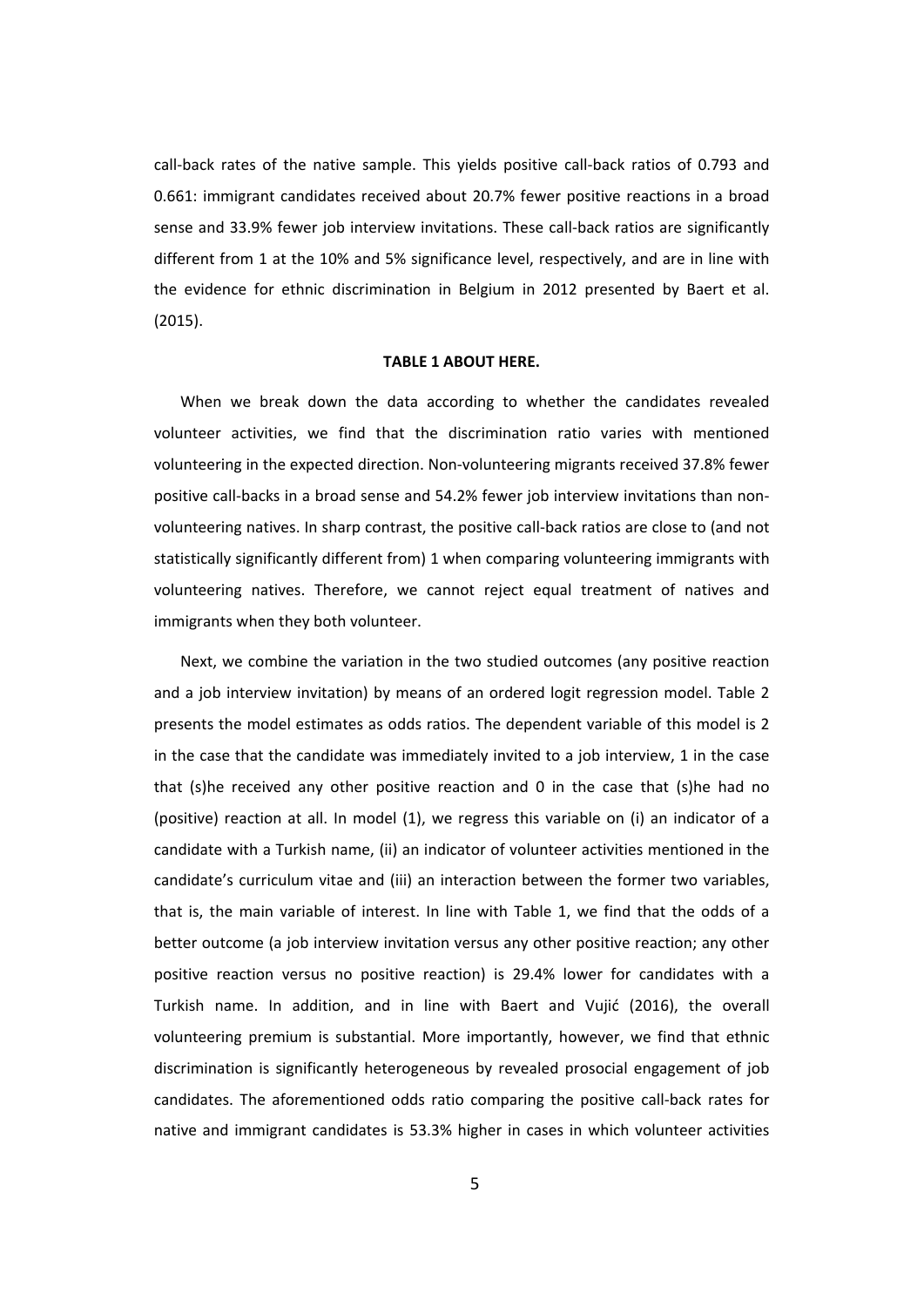call-back rates of the native sample. This yields positive call-back ratios of 0.793 and 0.661: immigrant candidates received about 20.7% fewer positive reactions in a broad sense and 33.9% fewer job interview invitations. These call-back ratios are significantly different from 1 at the 10% and 5% significance level, respectively, and are in line with the evidence for ethnic discrimination in Belgium in 2012 presented by Baert et al. (2015).

**TABLE 1 ABOUT HERE.**

When we break down the data according to whether the candidates revealed volunteer activities, we find that the discrimination ratio varies with mentioned volunteering in the expected direction. Non-volunteering migrants received 37.8% fewer positive call-backs in a broad sense and 54.2% fewer job interview invitations than non-volunteering natives. In sharp contrast, the positive call-back ratios are close to (and not statistically significantly different from) 1 when comparing volunteering immigrants with volunteering natives. Therefore, we cannot reject equal treatment of natives and immigrants when they both volunteer.

Next, we combine the variation in the two studied outcomes (any positive reaction and a job interview invitation) by means of an ordered logit regression model. Table 2 presents the model estimates as odds ratios. The dependent variable of this model is 2 in the case that the candidate was immediately invited to a job interview, 1 in the case that (s)he received any other positive reaction and 0 in the case that (s)he had no (positive) reaction at all. In model (1), we regress this variable on (i) an indicator of a candidate with a Turkish name, (ii) an indicator of volunteer activities mentioned in the candidate's curriculum vitae and (iii) an interaction between the former two variables, that is, the main variable of interest. In line with Table 1, we find that the odds of a better outcome (a job interview invitation versus any other positive reaction; any other positive reaction versus no positive reaction) is 29.4% lower for candidates with a Turkish name. In addition, and in line with Baert and Vujić (2016), the overall volunteering premium is substantial. More importantly, however, we find that ethnic discrimination is significantly heterogeneous by revealed prosocial engagement of job candidates. The aforementioned odds ratio comparing the positive call-back rates for native and immigrant candidates is 53.3% higher in cases in which volunteer activities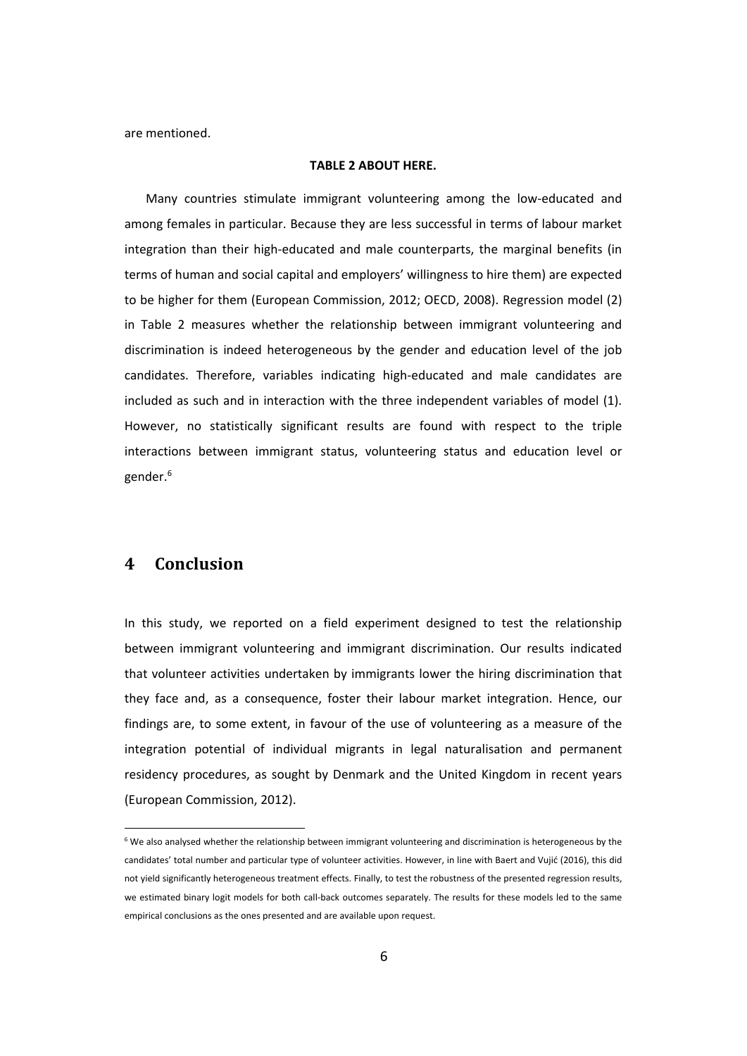are mentioned.

**TABLE 2 ABOUT HERE.**

Many countries stimulate immigrant volunteering among the low-educated and among females in particular. Because they are less successful in terms of labour market integration than their high-educated and male counterparts, the marginal benefits (in terms of human and social capital and employers' willingness to hire them) are expected to be higher for them (European Commission, 2012; OECD, 2008). Regression model (2) in Table 2 measures whether the relationship between immigrant volunteering and discrimination is indeed heterogeneous by the gender and education level of the job candidates. Therefore, variables indicating high-educated and male candidates are included as such and in interaction with the three independent variables of model (1). However, no statistically significant results are found with respect to the triple interactions between immigrant status, volunteering status and education level or gender.[6]

# 4 Conclusion

In this study, we reported on a field experiment designed to test the relationship between immigrant volunteering and immigrant discrimination. Our results indicated that volunteer activities undertaken by immigrants lower the hiring discrimination that they face and, as a consequence, foster their labour market integration. Hence, our findings are, to some extent, in favour of the use of volunteering as a measure of the integration potential of individual migrants in legal naturalisation and permanent residency procedures, as sought by Denmark and the United Kingdom in recent years (European Commission, 2012).

[6] We also analysed whether the relationship between immigrant volunteering and discrimination is heterogeneous by the candidates' total number and particular type of volunteer activities. However, in line with Baert and Vujić (2016), this did not yield significantly heterogeneous treatment effects. Finally, to test the robustness of the presented regression results, we estimated binary logit models for both call-back outcomes separately. The results for these models led to the same empirical conclusions as the ones presented and are available upon request.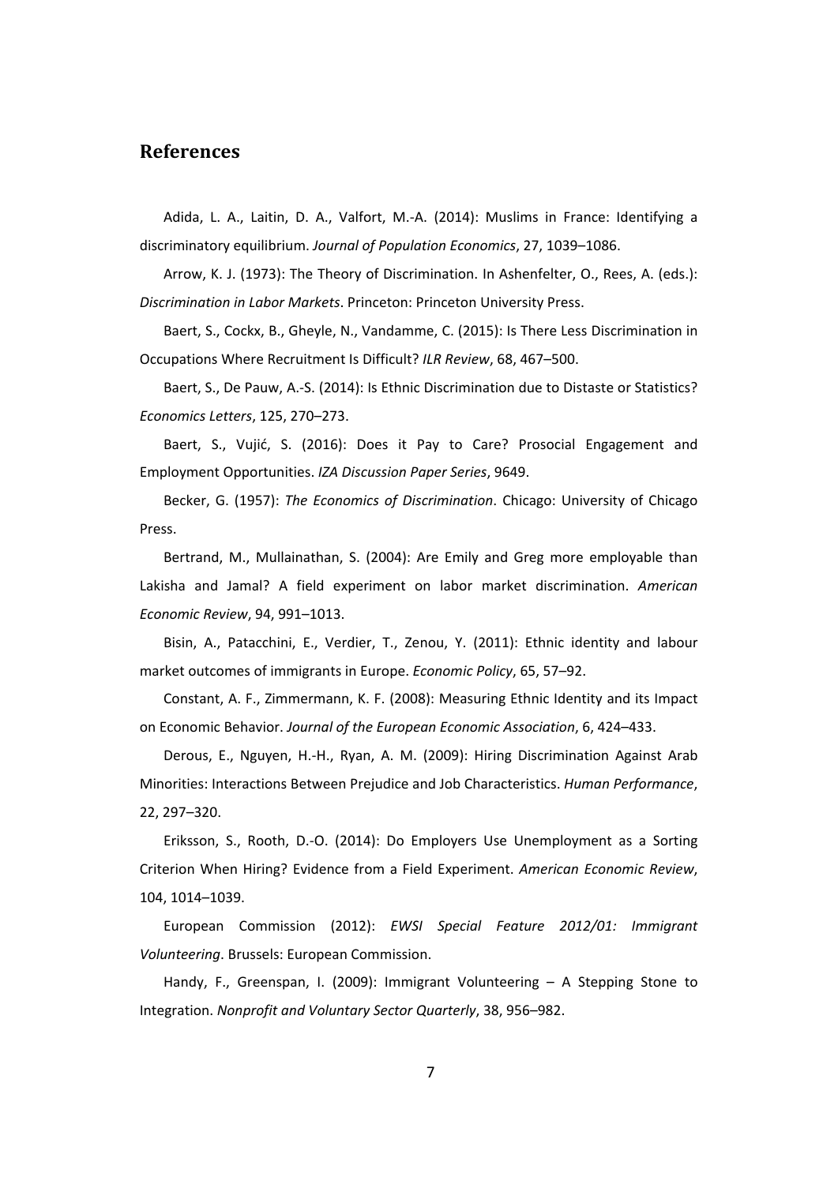## References

Adida, L. A., Laitin, D. A., Valfort, M.-A. (2014): Muslims in France: Identifying a discriminatory equilibrium. *Journal of Population Economics*, 27, 1039–1086.

Arrow, K. J. (1973): The Theory of Discrimination. In Ashenfelter, O., Rees, A. (eds.): *Discrimination in Labor Markets*. Princeton: Princeton University Press.

Baert, S., Cockx, B., Gheyle, N., Vandamme, C. (2015): Is There Less Discrimination in Occupations Where Recruitment Is Difficult? *ILR Review*, 68, 467–500.

Baert, S., De Pauw, A.-S. (2014): Is Ethnic Discrimination due to Distaste or Statistics? *Economics Letters*, 125, 270–273.

Baert, S., Vujić, S. (2016): Does it Pay to Care? Prosocial Engagement and Employment Opportunities. *IZA Discussion Paper Series*, 9649.

Becker, G. (1957): *The Economics of Discrimination*. Chicago: University of Chicago Press.

Bertrand, M., Mullainathan, S. (2004): Are Emily and Greg more employable than Lakisha and Jamal? A field experiment on labor market discrimination. *American Economic Review*, 94, 991–1013.

Bisin, A., Patacchini, E., Verdier, T., Zenou, Y. (2011): Ethnic identity and labour market outcomes of immigrants in Europe. *Economic Policy*, 65, 57–92.

Constant, A. F., Zimmermann, K. F. (2008): Measuring Ethnic Identity and its Impact on Economic Behavior. *Journal of the European Economic Association*, 6, 424–433.

Derous, E., Nguyen, H.-H., Ryan, A. M. (2009): Hiring Discrimination Against Arab Minorities: Interactions Between Prejudice and Job Characteristics. *Human Performance*, 22, 297–320.

Eriksson, S., Rooth, D.-O. (2014): Do Employers Use Unemployment as a Sorting Criterion When Hiring? Evidence from a Field Experiment. *American Economic Review*, 104, 1014–1039.

European Commission (2012): *EWSI Special Feature 2012/01: Immigrant Volunteering*. Brussels: European Commission.

Handy, F., Greenspan, I. (2009): Immigrant Volunteering – A Stepping Stone to Integration. *Nonprofit and Voluntary Sector Quarterly*, 38, 956–982.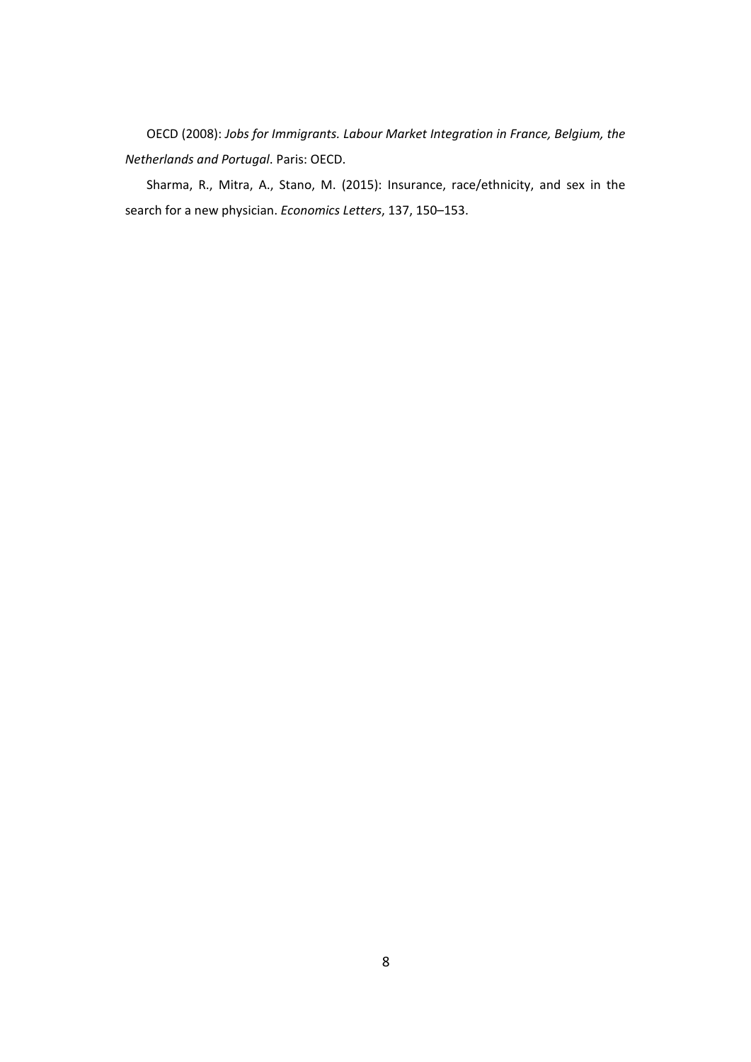OECD (2008): *Jobs for Immigrants. Labour Market Integration in France, Belgium, the Netherlands and Portugal*. Paris: OECD.

Sharma, R., Mitra, A., Stano, M. (2015): Insurance, race/ethnicity, and sex in the search for a new physician. *Economics Letters*, 137, 150–153.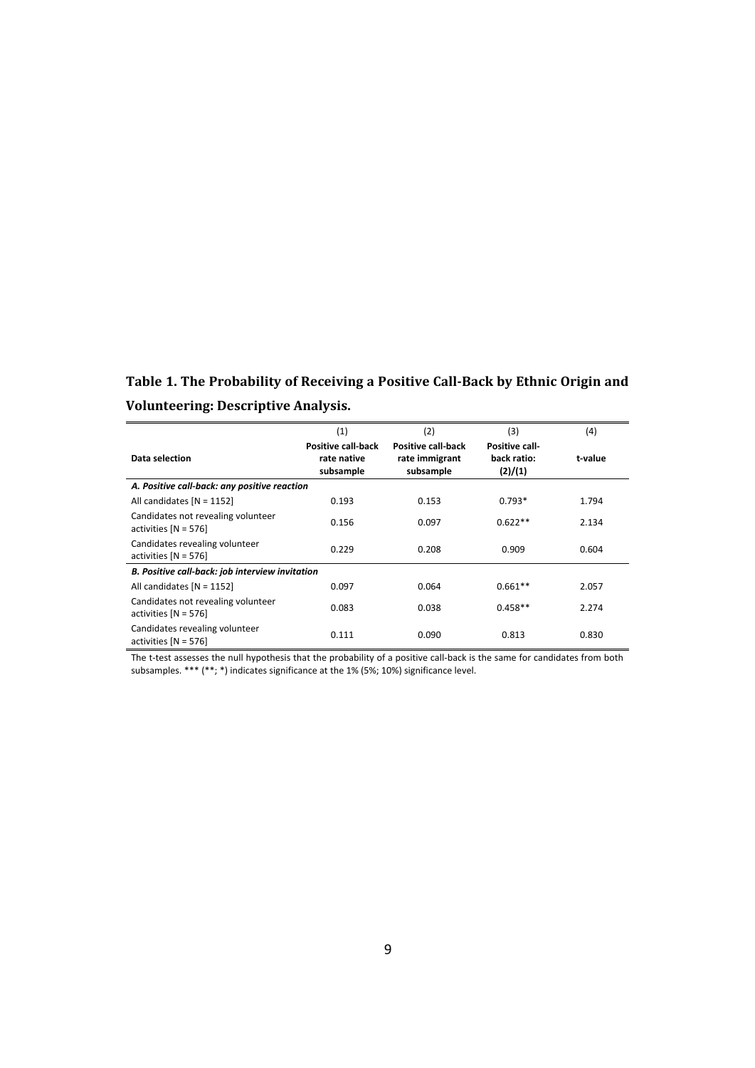**Table 1. The Probability of Receiving a Positive Call-Back by Ethnic Origin and Volunteering: Descriptive Analysis.**

| Data selection | (1) Positive call-back rate native subsample | (2) Positive call-back rate immigrant subsample | (3) Positive call-back ratio: (2)/(1) | (4) t-value |
|---|---|---|---|---|
| ***A. Positive call-back: any positive reaction*** | | | | |
| All candidates [N = 1152] | 0.193 | 0.153 | 0.793* | 1.794 |
| Candidates not revealing volunteer activities [N = 576] | 0.156 | 0.097 | 0.622** | 2.134 |
| Candidates revealing volunteer activities [N = 576] | 0.229 | 0.208 | 0.909 | 0.604 |
| ***B. Positive call-back: job interview invitation*** | | | | |
| All candidates [N = 1152] | 0.097 | 0.064 | 0.661** | 2.057 |
| Candidates not revealing volunteer activities [N = 576] | 0.083 | 0.038 | 0.458** | 2.274 |
| Candidates revealing volunteer activities [N = 576] | 0.111 | 0.090 | 0.813 | 0.830 |

The t-test assesses the null hypothesis that the probability of a positive call-back is the same for candidates from both subsamples. *** (**; *) indicates significance at the 1% (5%; 10%) significance level.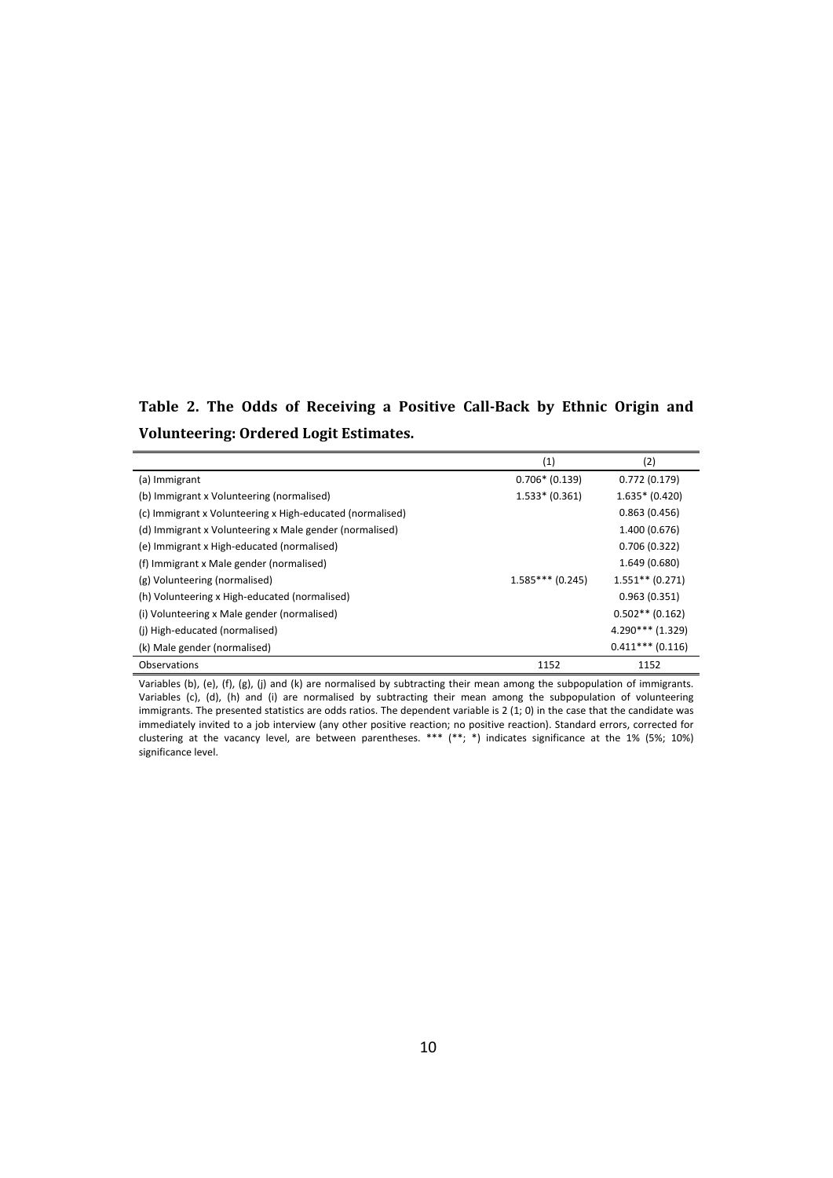**Table 2. The Odds of Receiving a Positive Call-Back by Ethnic Origin and Volunteering: Ordered Logit Estimates.**

| | (1) | (2) |
|---|---|---|
| (a) Immigrant | 0.706* (0.139) | 0.772 (0.179) |
| (b) Immigrant x Volunteering (normalised) | 1.533* (0.361) | 1.635* (0.420) |
| (c) Immigrant x Volunteering x High-educated (normalised) | | 0.863 (0.456) |
| (d) Immigrant x Volunteering x Male gender (normalised) | | 1.400 (0.676) |
| (e) Immigrant x High-educated (normalised) | | 0.706 (0.322) |
| (f) Immigrant x Male gender (normalised) | | 1.649 (0.680) |
| (g) Volunteering (normalised) | 1.585*** (0.245) | 1.551** (0.271) |
| (h) Volunteering x High-educated (normalised) | | 0.963 (0.351) |
| (i) Volunteering x Male gender (normalised) | | 0.502** (0.162) |
| (j) High-educated (normalised) | | 4.290*** (1.329) |
| (k) Male gender (normalised) | | 0.411*** (0.116) |
| Observations | 1152 | 1152 |

Variables (b), (e), (f), (g), (j) and (k) are normalised by subtracting their mean among the subpopulation of immigrants. Variables (c), (d), (h) and (i) are normalised by subtracting their mean among the subpopulation of volunteering immigrants. The presented statistics are odds ratios. The dependent variable is 2 (1; 0) in the case that the candidate was immediately invited to a job interview (any other positive reaction; no positive reaction). Standard errors, corrected for clustering at the vacancy level, are between parentheses. *** (**; *) indicates significance at the 1% (5%; 10%) significance level.